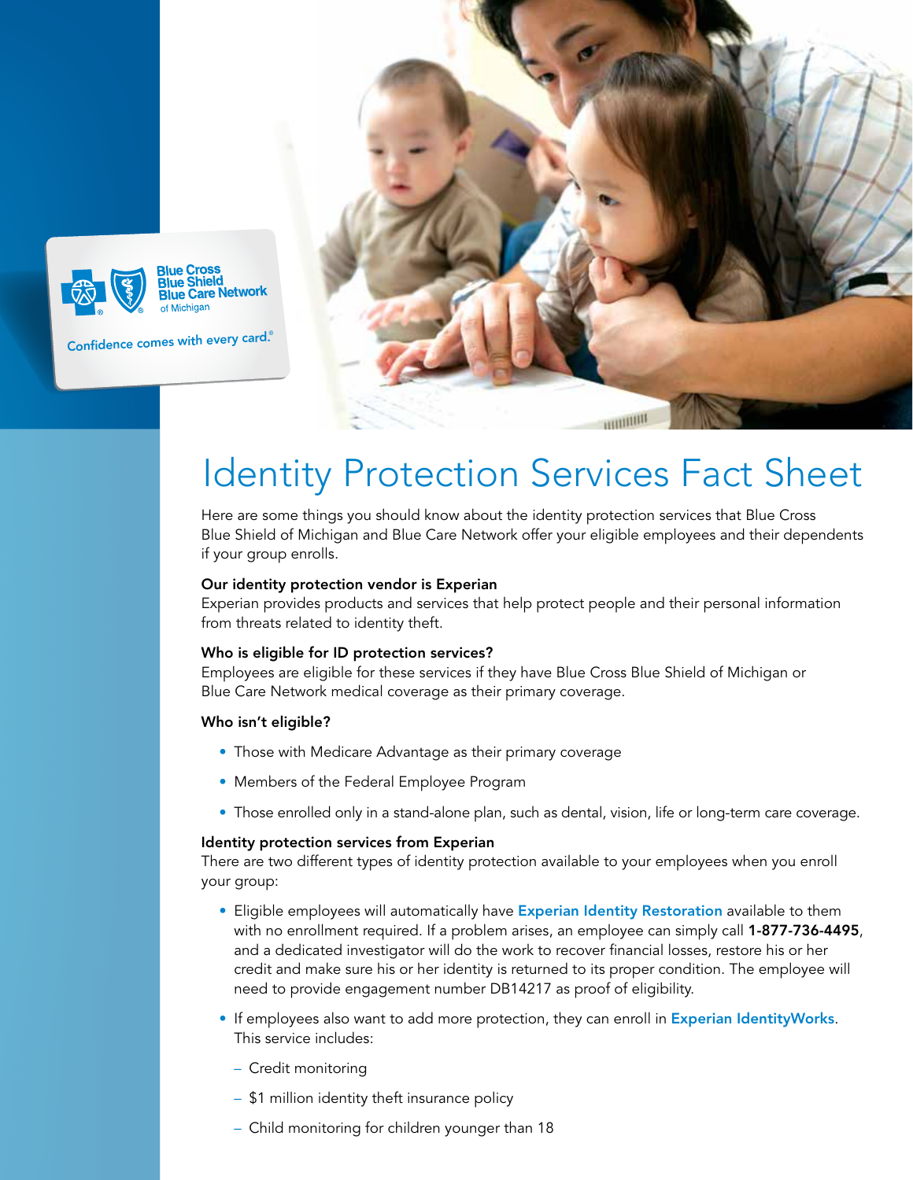Blue Cross Blue Shield Blue Care Network of Michigan

Confidence comes with every card.®

# Identity Protection Services Fact Sheet

Here are some things you should know about the identity protection services that Blue Cross Blue Shield of Michigan and Blue Care Network offer your eligible employees and their dependents if your group enrolls.

**Our identity protection vendor is Experian**

Experian provides products and services that help protect people and their personal information from threats related to identity theft.

**Who is eligible for ID protection services?**

Employees are eligible for these services if they have Blue Cross Blue Shield of Michigan or Blue Care Network medical coverage as their primary coverage.

**Who isn't eligible?**

- Those with Medicare Advantage as their primary coverage
- Members of the Federal Employee Program
- Those enrolled only in a stand-alone plan, such as dental, vision, life or long-term care coverage.

**Identity protection services from Experian**

There are two different types of identity protection available to your employees when you enroll your group:

- Eligible employees will automatically have **Experian Identity Restoration** available to them with no enrollment required. If a problem arises, an employee can simply call **1-877-736-4495**, and a dedicated investigator will do the work to recover financial losses, restore his or her credit and make sure his or her identity is returned to its proper condition. The employee will need to provide engagement number DB14217 as proof of eligibility.
- If employees also want to add more protection, they can enroll in **Experian IdentityWorks**. This service includes:
  - Credit monitoring
  - $1 million identity theft insurance policy
  - Child monitoring for children younger than 18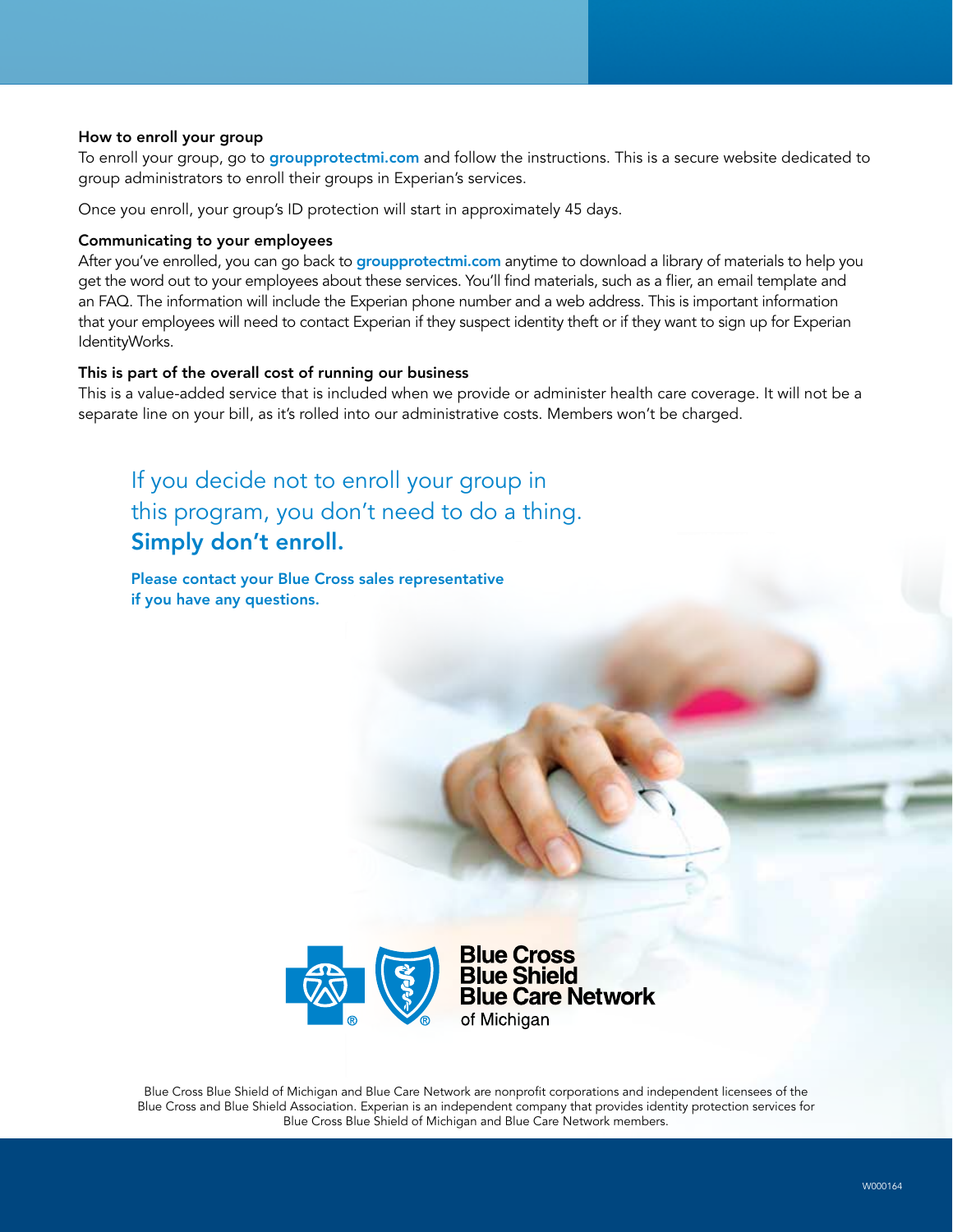### How to enroll your group

To enroll your group, go to **groupprotectmi.com** and follow the instructions. This is a secure website dedicated to group administrators to enroll their groups in Experian's services.

Once you enroll, your group's ID protection will start in approximately 45 days.

### Communicating to your employees

After you've enrolled, you can go back to **groupprotectmi.com** anytime to download a library of materials to help you get the word out to your employees about these services. You'll find materials, such as a flier, an email template and an FAQ. The information will include the Experian phone number and a web address. This is important information that your employees will need to contact Experian if they suspect identity theft or if they want to sign up for Experian IdentityWorks.

### This is part of the overall cost of running our business

This is a value-added service that is included when we provide or administer health care coverage. It will not be a separate line on your bill, as it's rolled into our administrative costs. Members won't be charged.

If you decide not to enroll your group in this program, you don't need to do a thing. **Simply don't enroll.**

**Please contact your Blue Cross sales representative if you have any questions.**

Blue Cross Blue Shield Blue Care Network of Michigan

Blue Cross Blue Shield of Michigan and Blue Care Network are nonprofit corporations and independent licensees of the Blue Cross and Blue Shield Association. Experian is an independent company that provides identity protection services for Blue Cross Blue Shield of Michigan and Blue Care Network members.

W000164